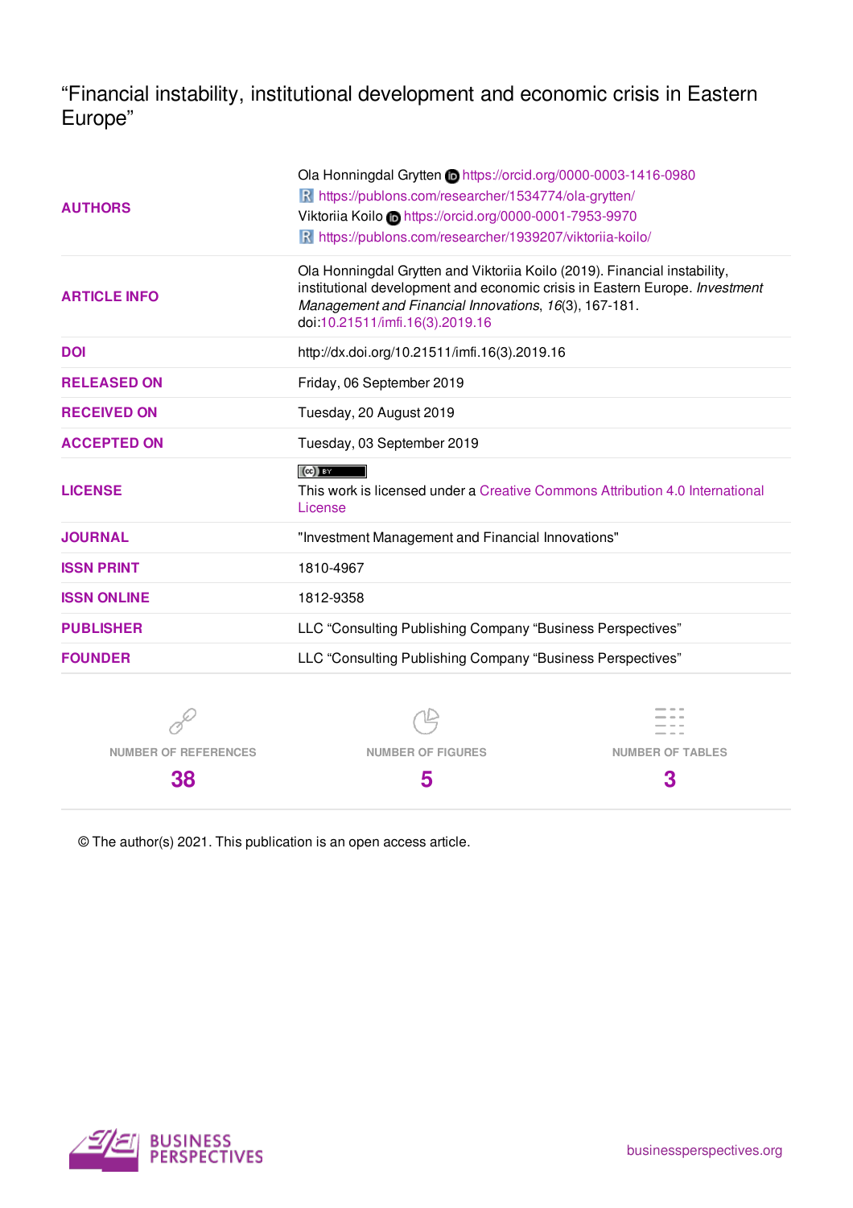# "Financial instability, institutional development and economic crisis in Eastern Europe"

| | |
|---|---|
| **AUTHORS** | Ola Honningdal Grytten https://orcid.org/0000-0003-1416-0980<br>https://publons.com/researcher/1534774/ola-grytten/<br>Viktoriia Koilo https://orcid.org/0000-0001-7953-9970<br>https://publons.com/researcher/1939207/viktoriia-koilo/ |
| **ARTICLE INFO** | Ola Honningdal Grytten and Viktoriia Koilo (2019). Financial instability, institutional development and economic crisis in Eastern Europe. *Investment Management and Financial Innovations*, *16*(3), 167-181. doi:10.21511/imfi.16(3).2019.16 |
| **DOI** | http://dx.doi.org/10.21511/imfi.16(3).2019.16 |
| **RELEASED ON** | Friday, 06 September 2019 |
| **RECEIVED ON** | Tuesday, 20 August 2019 |
| **ACCEPTED ON** | Tuesday, 03 September 2019 |
| **LICENSE** | This work is licensed under a Creative Commons Attribution 4.0 International License |
| **JOURNAL** | "Investment Management and Financial Innovations" |
| **ISSN PRINT** | 1810-4967 |
| **ISSN ONLINE** | 1812-9358 |
| **PUBLISHER** | LLC "Consulting Publishing Company "Business Perspectives" |
| **FOUNDER** | LLC "Consulting Publishing Company "Business Perspectives" |

| NUMBER OF REFERENCES | NUMBER OF FIGURES | NUMBER OF TABLES |
|---|---|---|
| 38 | 5 | 3 |

© The author(s) 2021. This publication is an open access article.

BUSINESS PERSPECTIVES

businessperspectives.org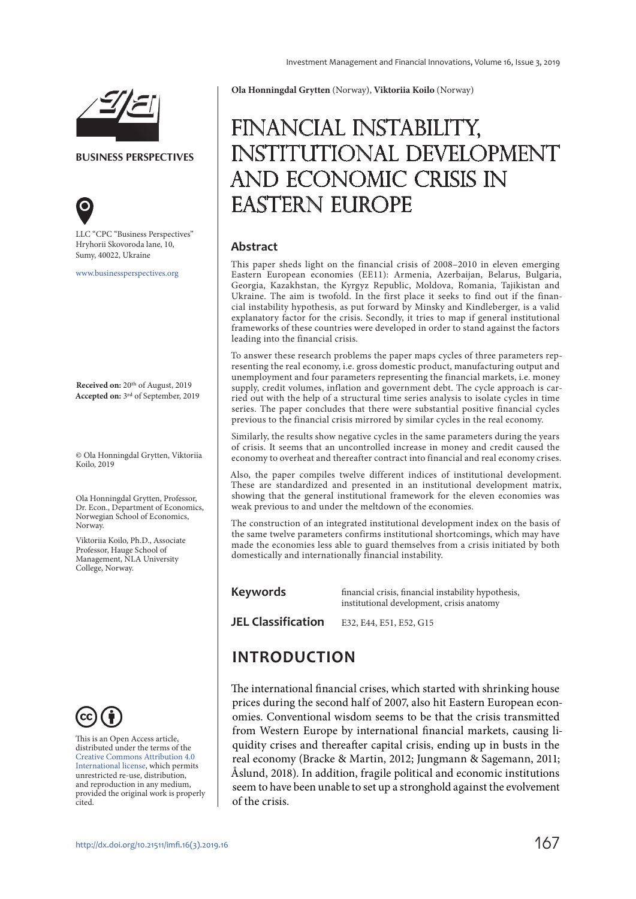**Ola Honningdal Grytten** (Norway), **Viktoriia Koilo** (Norway)

# FINANCIAL INSTABILITY, INSTITUTIONAL DEVELOPMENT AND ECONOMIC CRISIS IN EASTERN EUROPE

BUSINESS PERSPECTIVES

LLC "CPC "Business Perspectives"
Hryhorii Skovoroda lane, 10,
Sumy, 40022, Ukraine

www.businessperspectives.org

**Received on:** 20th of August, 2019
**Accepted on:** 3rd of September, 2019

© Ola Honningdal Grytten, Viktoriia Koilo, 2019

Ola Honningdal Grytten, Professor, Dr. Econ., Department of Economics, Norwegian School of Economics, Norway.

Viktoriia Koilo, Ph.D., Associate Professor, Hauge School of Management, NLA University College, Norway.

This is an Open Access article, distributed under the terms of the Creative Commons Attribution 4.0 International license, which permits unrestricted re-use, distribution, and reproduction in any medium, provided the original work is properly cited.

## Abstract

This paper sheds light on the financial crisis of 2008–2010 in eleven emerging Eastern European economies (EE11): Armenia, Azerbaijan, Belarus, Bulgaria, Georgia, Kazakhstan, the Kyrgyz Republic, Moldova, Romania, Tajikistan and Ukraine. The aim is twofold. In the first place it seeks to find out if the financial instability hypothesis, as put forward by Minsky and Kindleberger, is a valid explanatory factor for the crisis. Secondly, it tries to map if general institutional frameworks of these countries were developed in order to stand against the factors leading into the financial crisis.

To answer these research problems the paper maps cycles of three parameters representing the real economy, i.e. gross domestic product, manufacturing output and unemployment and four parameters representing the financial markets, i.e. money supply, credit volumes, inflation and government debt. The cycle approach is carried out with the help of a structural time series analysis to isolate cycles in time series. The paper concludes that there were substantial positive financial cycles previous to the financial crisis mirrored by similar cycles in the real economy.

Similarly, the results show negative cycles in the same parameters during the years of crisis. It seems that an uncontrolled increase in money and credit caused the economy to overheat and thereafter contract into financial and real economy crises.

Also, the paper compiles twelve different indices of institutional development. These are standardized and presented in an institutional development matrix, showing that the general institutional framework for the eleven economies was weak previous to and under the meltdown of the economies.

The construction of an integrated institutional development index on the basis of the same twelve parameters confirms institutional shortcomings, which may have made the economies less able to guard themselves from a crisis initiated by both domestically and internationally financial instability.

**Keywords** financial crisis, financial instability hypothesis, institutional development, crisis anatomy

**JEL Classification** E32, E44, E51, E52, G15

## INTRODUCTION

The international financial crises, which started with shrinking house prices during the second half of 2007, also hit Eastern European economies. Conventional wisdom seems to be that the crisis transmitted from Western Europe by international financial markets, causing liquidity crises and thereafter capital crisis, ending up in busts in the real economy (Bracke & Martin, 2012; Jungmann & Sagemann, 2011; Åslund, 2018). In addition, fragile political and economic institutions seem to have been unable to set up a stronghold against the evolvement of the crisis.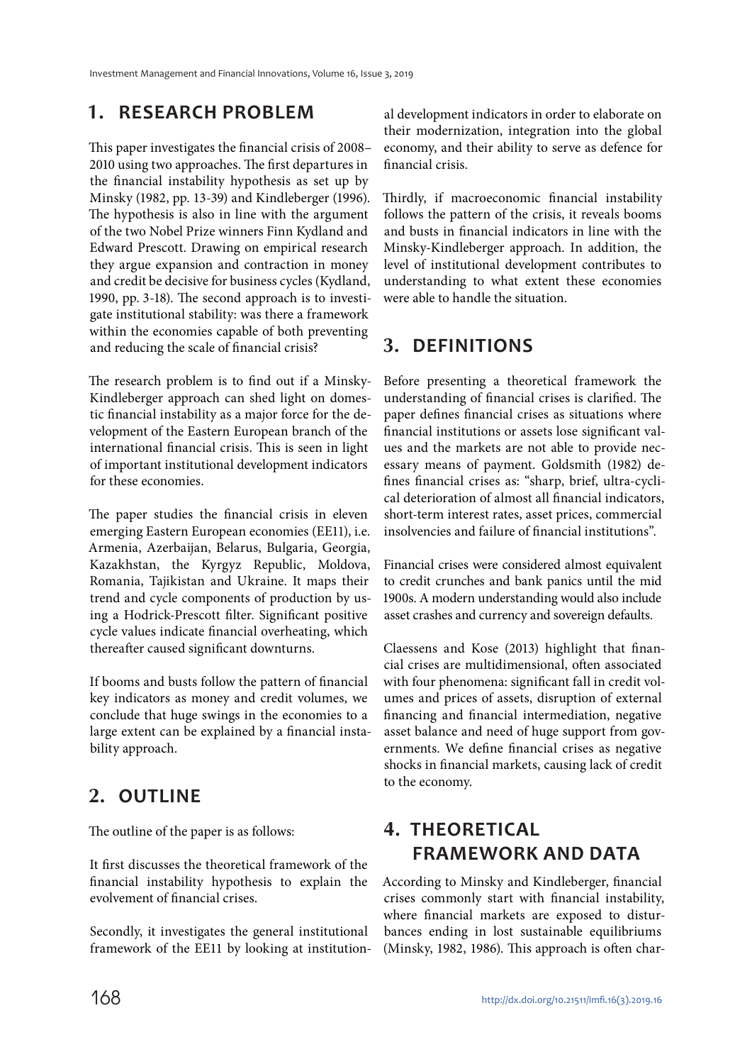## 1. RESEARCH PROBLEM

This paper investigates the financial crisis of 2008–2010 using two approaches. The first departures in the financial instability hypothesis as set up by Minsky (1982, pp. 13-39) and Kindleberger (1996). The hypothesis is also in line with the argument of the two Nobel Prize winners Finn Kydland and Edward Prescott. Drawing on empirical research they argue expansion and contraction in money and credit be decisive for business cycles (Kydland, 1990, pp. 3-18). The second approach is to investigate institutional stability: was there a framework within the economies capable of both preventing and reducing the scale of financial crisis?

The research problem is to find out if a Minsky-Kindleberger approach can shed light on domestic financial instability as a major force for the development of the Eastern European branch of the international financial crisis. This is seen in light of important institutional development indicators for these economies.

The paper studies the financial crisis in eleven emerging Eastern European economies (EE11), i.e. Armenia, Azerbaijan, Belarus, Bulgaria, Georgia, Kazakhstan, the Kyrgyz Republic, Moldova, Romania, Tajikistan and Ukraine. It maps their trend and cycle components of production by using a Hodrick-Prescott filter. Significant positive cycle values indicate financial overheating, which thereafter caused significant downturns.

If booms and busts follow the pattern of financial key indicators as money and credit volumes, we conclude that huge swings in the economies to a large extent can be explained by a financial instability approach.

## 2. OUTLINE

The outline of the paper is as follows:

It first discusses the theoretical framework of the financial instability hypothesis to explain the evolvement of financial crises.

Secondly, it investigates the general institutional framework of the EE11 by looking at institutional development indicators in order to elaborate on their modernization, integration into the global economy, and their ability to serve as defence for financial crisis.

Thirdly, if macroeconomic financial instability follows the pattern of the crisis, it reveals booms and busts in financial indicators in line with the Minsky-Kindleberger approach. In addition, the level of institutional development contributes to understanding to what extent these economies were able to handle the situation.

## 3. DEFINITIONS

Before presenting a theoretical framework the understanding of financial crises is clarified. The paper defines financial crises as situations where financial institutions or assets lose significant values and the markets are not able to provide necessary means of payment. Goldsmith (1982) defines financial crises as: "sharp, brief, ultra-cyclical deterioration of almost all financial indicators, short-term interest rates, asset prices, commercial insolvencies and failure of financial institutions".

Financial crises were considered almost equivalent to credit crunches and bank panics until the mid 1900s. A modern understanding would also include asset crashes and currency and sovereign defaults.

Claessens and Kose (2013) highlight that financial crises are multidimensional, often associated with four phenomena: significant fall in credit volumes and prices of assets, disruption of external financing and financial intermediation, negative asset balance and need of huge support from governments. We define financial crises as negative shocks in financial markets, causing lack of credit to the economy.

## 4. THEORETICAL FRAMEWORK AND DATA

According to Minsky and Kindleberger, financial crises commonly start with financial instability, where financial markets are exposed to disturbances ending in lost sustainable equilibriums (Minsky, 1982, 1986). This approach is often char-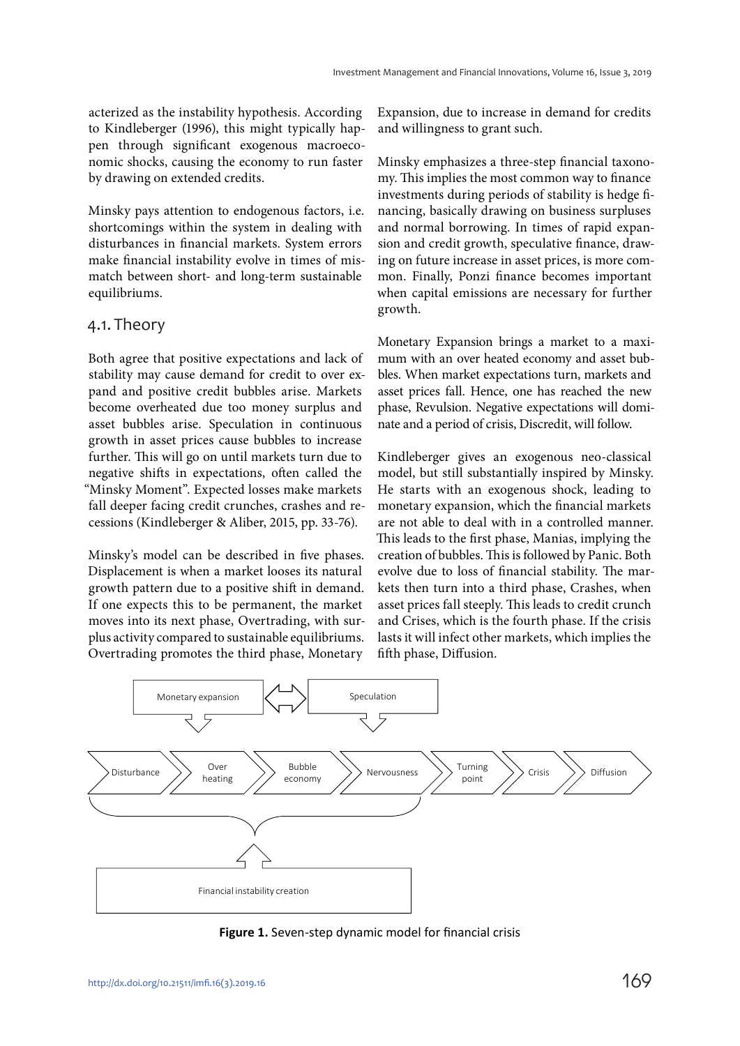acterized as the instability hypothesis. According to Kindleberger (1996), this might typically happen through significant exogenous macroeconomic shocks, causing the economy to run faster by drawing on extended credits.

Minsky pays attention to endogenous factors, i.e. shortcomings within the system in dealing with disturbances in financial markets. System errors make financial instability evolve in times of mismatch between short- and long-term sustainable equilibriums.

## 4.1. Theory

Both agree that positive expectations and lack of stability may cause demand for credit to over expand and positive credit bubbles arise. Markets become overheated due too money surplus and asset bubbles arise. Speculation in continuous growth in asset prices cause bubbles to increase further. This will go on until markets turn due to negative shifts in expectations, often called the "Minsky Moment". Expected losses make markets fall deeper facing credit crunches, crashes and recessions (Kindleberger & Aliber, 2015, pp. 33-76).

Minsky's model can be described in five phases. Displacement is when a market looses its natural growth pattern due to a positive shift in demand. If one expects this to be permanent, the market moves into its next phase, Overtrading, with surplus activity compared to sustainable equilibriums. Overtrading promotes the third phase, Monetary Expansion, due to increase in demand for credits and willingness to grant such.

Minsky emphasizes a three-step financial taxonomy. This implies the most common way to finance investments during periods of stability is hedge financing, basically drawing on business surpluses and normal borrowing. In times of rapid expansion and credit growth, speculative finance, drawing on future increase in asset prices, is more common. Finally, Ponzi finance becomes important when capital emissions are necessary for further growth.

Monetary Expansion brings a market to a maximum with an over heated economy and asset bubbles. When market expectations turn, markets and asset prices fall. Hence, one has reached the new phase, Revulsion. Negative expectations will dominate and a period of crisis, Discredit, will follow.

Kindleberger gives an exogenous neo-classical model, but still substantially inspired by Minsky. He starts with an exogenous shock, leading to monetary expansion, which the financial markets are not able to deal with in a controlled manner. This leads to the first phase, Manias, implying the creation of bubbles. This is followed by Panic. Both evolve due to loss of financial stability. The markets then turn into a third phase, Crashes, when asset prices fall steeply. This leads to credit crunch and Crises, which is the fourth phase. If the crisis lasts it will infect other markets, which implies the fifth phase, Diffusion.

Monetary expansion ⟺ Speculation

Disturbance → Over heating → Bubble economy → Nervousness → Turning point → Crisis → Diffusion

Financial instability creation

**Figure 1.** Seven-step dynamic model for financial crisis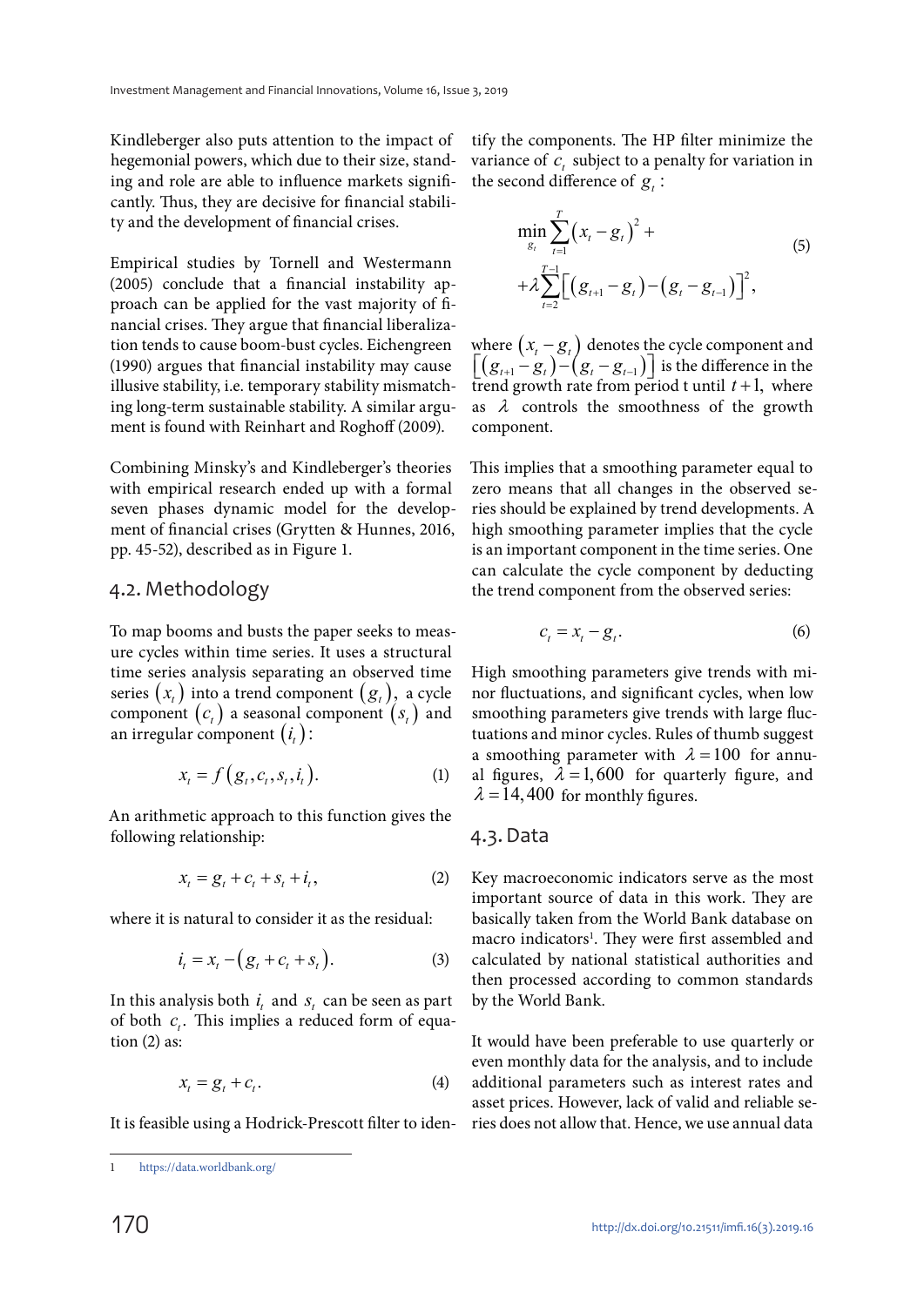Kindleberger also puts attention to the impact of hegemonial powers, which due to their size, standing and role are able to influence markets significantly. Thus, they are decisive for financial stability and the development of financial crises.

Empirical studies by Tornell and Westermann (2005) conclude that a financial instability approach can be applied for the vast majority of financial crises. They argue that financial liberalization tends to cause boom-bust cycles. Eichengreen (1990) argues that financial instability may cause illusive stability, i.e. temporary stability mismatching long-term sustainable stability. A similar argument is found with Reinhart and Roghoff (2009).

Combining Minsky's and Kindleberger's theories with empirical research ended up with a formal seven phases dynamic model for the development of financial crises (Grytten & Hunnes, 2016, pp. 45-52), described as in Figure 1.

## 4.2. Methodology

To map booms and busts the paper seeks to measure cycles within time series. It uses a structural time series analysis separating an observed time series $(x_t)$ into a trend component $(g_t)$, a cycle component $(c_t)$ a seasonal component $(s_t)$ and an irregular component $(i_t)$:

$$x_t = f(g_t, c_t, s_t, i_t). \tag{1}$$

An arithmetic approach to this function gives the following relationship:

$$x_t = g_t + c_t + s_t + i_t, \tag{2}$$

where it is natural to consider it as the residual:

$$i_t = x_t - (g_t + c_t + s_t). \tag{3}$$

In this analysis both $i_t$ and $s_t$ can be seen as part of both $c_t$. This implies a reduced form of equation (2) as:

$$x_t = g_t + c_t. \tag{4}$$

It is feasible using a Hodrick-Prescott filter to identify the components. The HP filter minimize the variance of $c_t$ subject to a penalty for variation in the second difference of $g_t$:

$$\min_{g_t} \sum_{t=1}^{T} (x_t - g_t)^2 + +\lambda \sum_{t=2}^{T-1} \left[ (g_{t+1} - g_t) - (g_t - g_{t-1}) \right]^2, \tag{5}$$

where $(x_t - g_t)$ denotes the cycle component and $\left[ (g_{t+1} - g_t) - (g_t - g_{t-1}) \right]$ is the difference in the trend growth rate from period t until $t+1$, where as $\lambda$ controls the smoothness of the growth component.

This implies that a smoothing parameter equal to zero means that all changes in the observed series should be explained by trend developments. A high smoothing parameter implies that the cycle is an important component in the time series. One can calculate the cycle component by deducting the trend component from the observed series:

$$c_t = x_t - g_t. \tag{6}$$

High smoothing parameters give trends with minor fluctuations, and significant cycles, when low smoothing parameters give trends with large fluctuations and minor cycles. Rules of thumb suggest a smoothing parameter with $\lambda = 100$ for annual figures, $\lambda = 1,600$ for quarterly figure, and $\lambda = 14,400$ for monthly figures.

## 4.3. Data

Key macroeconomic indicators serve as the most important source of data in this work. They are basically taken from the World Bank database on macro indicators[1]. They were first assembled and calculated by national statistical authorities and then processed according to common standards by the World Bank.

It would have been preferable to use quarterly or even monthly data for the analysis, and to include additional parameters such as interest rates and asset prices. However, lack of valid and reliable series does not allow that. Hence, we use annual data

[1] https://data.worldbank.org/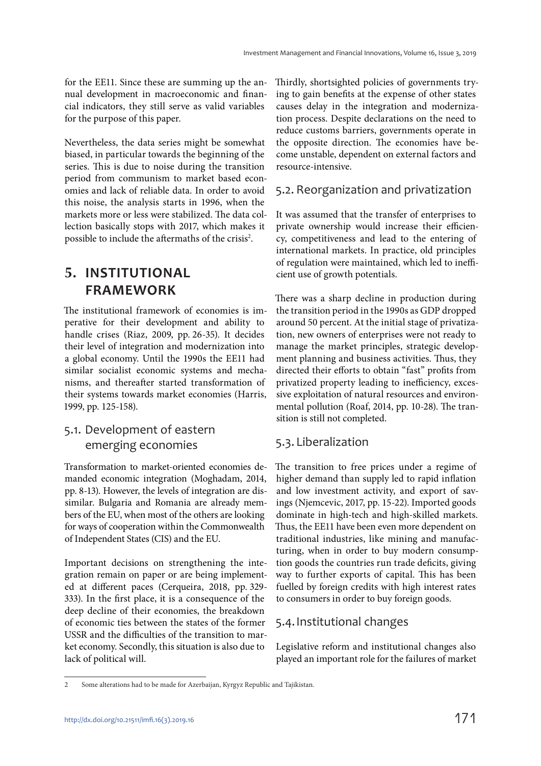for the EE11. Since these are summing up the annual development in macroeconomic and financial indicators, they still serve as valid variables for the purpose of this paper.

Nevertheless, the data series might be somewhat biased, in particular towards the beginning of the series. This is due to noise during the transition period from communism to market based economies and lack of reliable data. In order to avoid this noise, the analysis starts in 1996, when the markets more or less were stabilized. The data collection basically stops with 2017, which makes it possible to include the aftermaths of the crisis[2].

# 5. INSTITUTIONAL FRAMEWORK

The institutional framework of economies is imperative for their development and ability to handle crises (Riaz, 2009, pp. 26-35). It decides their level of integration and modernization into a global economy. Until the 1990s the EE11 had similar socialist economic systems and mechanisms, and thereafter started transformation of their systems towards market economies (Harris, 1999, pp. 125-158).

## 5.1. Development of eastern emerging economies

Transformation to market-oriented economies demanded economic integration (Moghadam, 2014, pp. 8-13). However, the levels of integration are dissimilar. Bulgaria and Romania are already members of the EU, when most of the others are looking for ways of cooperation within the Commonwealth of Independent States (CIS) and the EU.

Important decisions on strengthening the integration remain on paper or are being implemented at different paces (Cerqueira, 2018, pp. 329-333). In the first place, it is a consequence of the deep decline of their economies, the breakdown of economic ties between the states of the former USSR and the difficulties of the transition to market economy. Secondly, this situation is also due to lack of political will.

Thirdly, shortsighted policies of governments trying to gain benefits at the expense of other states causes delay in the integration and modernization process. Despite declarations on the need to reduce customs barriers, governments operate in the opposite direction. The economies have become unstable, dependent on external factors and resource-intensive.

## 5.2. Reorganization and privatization

It was assumed that the transfer of enterprises to private ownership would increase their efficiency, competitiveness and lead to the entering of international markets. In practice, old principles of regulation were maintained, which led to inefficient use of growth potentials.

There was a sharp decline in production during the transition period in the 1990s as GDP dropped around 50 percent. At the initial stage of privatization, new owners of enterprises were not ready to manage the market principles, strategic development planning and business activities. Thus, they directed their efforts to obtain "fast" profits from privatized property leading to inefficiency, excessive exploitation of natural resources and environmental pollution (Roaf, 2014, pp. 10-28). The transition is still not completed.

## 5.3. Liberalization

The transition to free prices under a regime of higher demand than supply led to rapid inflation and low investment activity, and export of savings (Njemcevic, 2017, pp. 15-22). Imported goods dominate in high-tech and high-skilled markets. Thus, the EE11 have been even more dependent on traditional industries, like mining and manufacturing, when in order to buy modern consumption goods the countries run trade deficits, giving way to further exports of capital. This has been fuelled by foreign credits with high interest rates to consumers in order to buy foreign goods.

## 5.4. Institutional changes

Legislative reform and institutional changes also played an important role for the failures of market

---

2 Some alterations had to be made for Azerbaijan, Kyrgyz Republic and Tajikistan.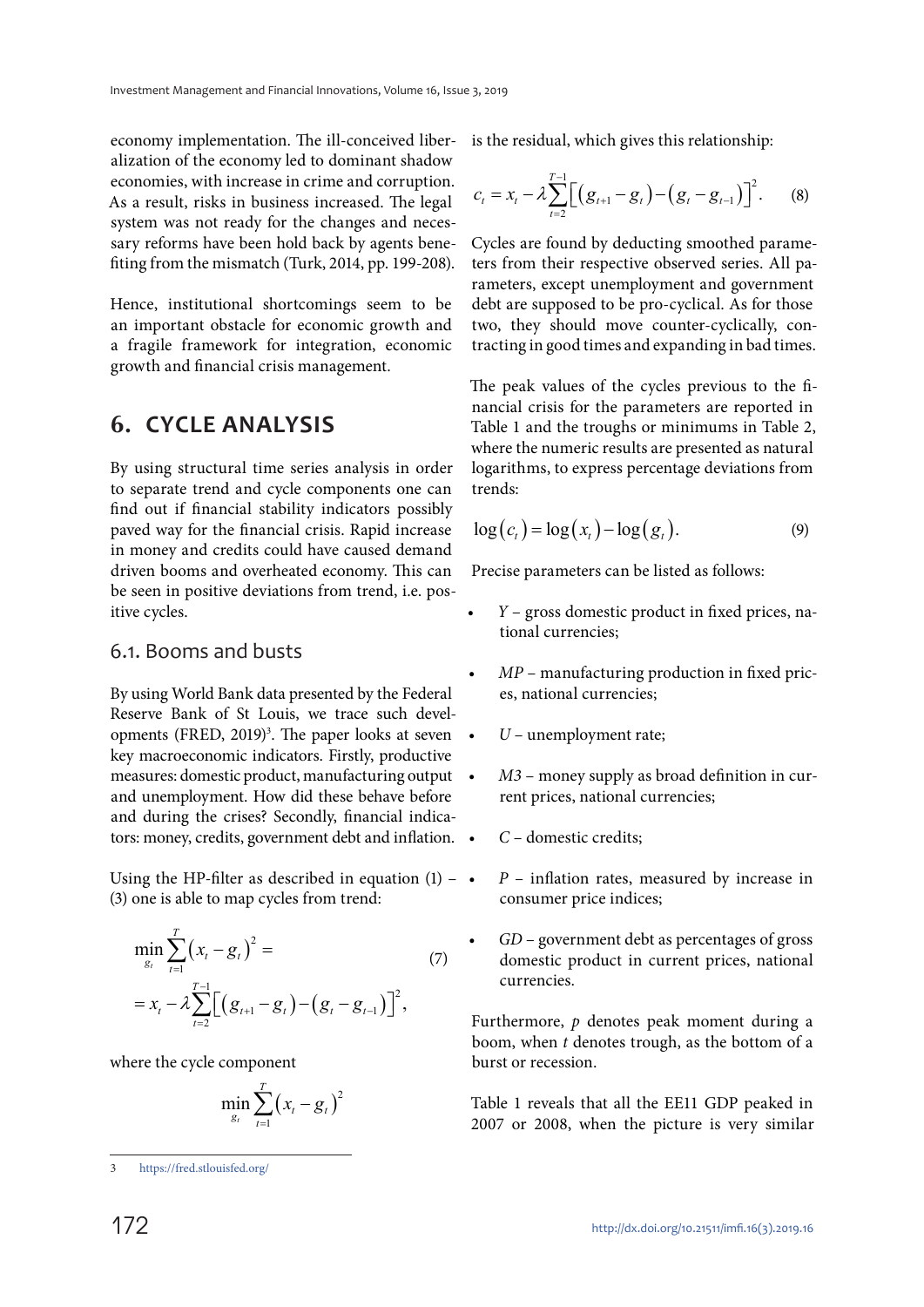economy implementation. The ill-conceived liberalization of the economy led to dominant shadow economies, with increase in crime and corruption. As a result, risks in business increased. The legal system was not ready for the changes and necessary reforms have been hold back by agents benefiting from the mismatch (Turk, 2014, pp. 199-208).

Hence, institutional shortcomings seem to be an important obstacle for economic growth and a fragile framework for integration, economic growth and financial crisis management.

## 6. CYCLE ANALYSIS

By using structural time series analysis in order to separate trend and cycle components one can find out if financial stability indicators possibly paved way for the financial crisis. Rapid increase in money and credits could have caused demand driven booms and overheated economy. This can be seen in positive deviations from trend, i.e. positive cycles.

### 6.1. Booms and busts

By using World Bank data presented by the Federal Reserve Bank of St Louis, we trace such developments (FRED, 2019)[3]. The paper looks at seven key macroeconomic indicators. Firstly, productive measures: domestic product, manufacturing output and unemployment. How did these behave before and during the crises? Secondly, financial indicators: money, credits, government debt and inflation.

Using the HP-filter as described in equation (1) – (3) one is able to map cycles from trend:

$$\min_{g_t} \sum_{t=1}^{T} \left(x_t - g_t\right)^2 = x_t - \lambda \sum_{t=2}^{T-1} \left[\left(g_{t+1} - g_t\right) - \left(g_t - g_{t-1}\right)\right]^2, \tag{7}$$

where the cycle component

$$\min_{g_t} \sum_{t=1}^{T} \left(x_t - g_t\right)^2$$

is the residual, which gives this relationship:

$$c_t = x_t - \lambda \sum_{t=2}^{T-1} \left[\left(g_{t+1} - g_t\right) - \left(g_t - g_{t-1}\right)\right]^2. \tag{8}$$

Cycles are found by deducting smoothed parameters from their respective observed series. All parameters, except unemployment and government debt are supposed to be pro-cyclical. As for those two, they should move counter-cyclically, contracting in good times and expanding in bad times.

The peak values of the cycles previous to the financial crisis for the parameters are reported in Table 1 and the troughs or minimums in Table 2, where the numeric results are presented as natural logarithms, to express percentage deviations from trends:

$$\log\left(c_t\right) = \log\left(x_t\right) - \log\left(g_t\right). \tag{9}$$

Precise parameters can be listed as follows:

- *Y* – gross domestic product in fixed prices, national currencies;
- *MP* – manufacturing production in fixed prices, national currencies;
- *U* – unemployment rate;
- *M3* – money supply as broad definition in current prices, national currencies;
- *C* – domestic credits;
- *P* – inflation rates, measured by increase in consumer price indices;
- *GD* – government debt as percentages of gross domestic product in current prices, national currencies.

Furthermore, *p* denotes peak moment during a boom, when *t* denotes trough, as the bottom of a burst or recession.

Table 1 reveals that all the EE11 GDP peaked in 2007 or 2008, when the picture is very similar

[3] https://fred.stlouisfed.org/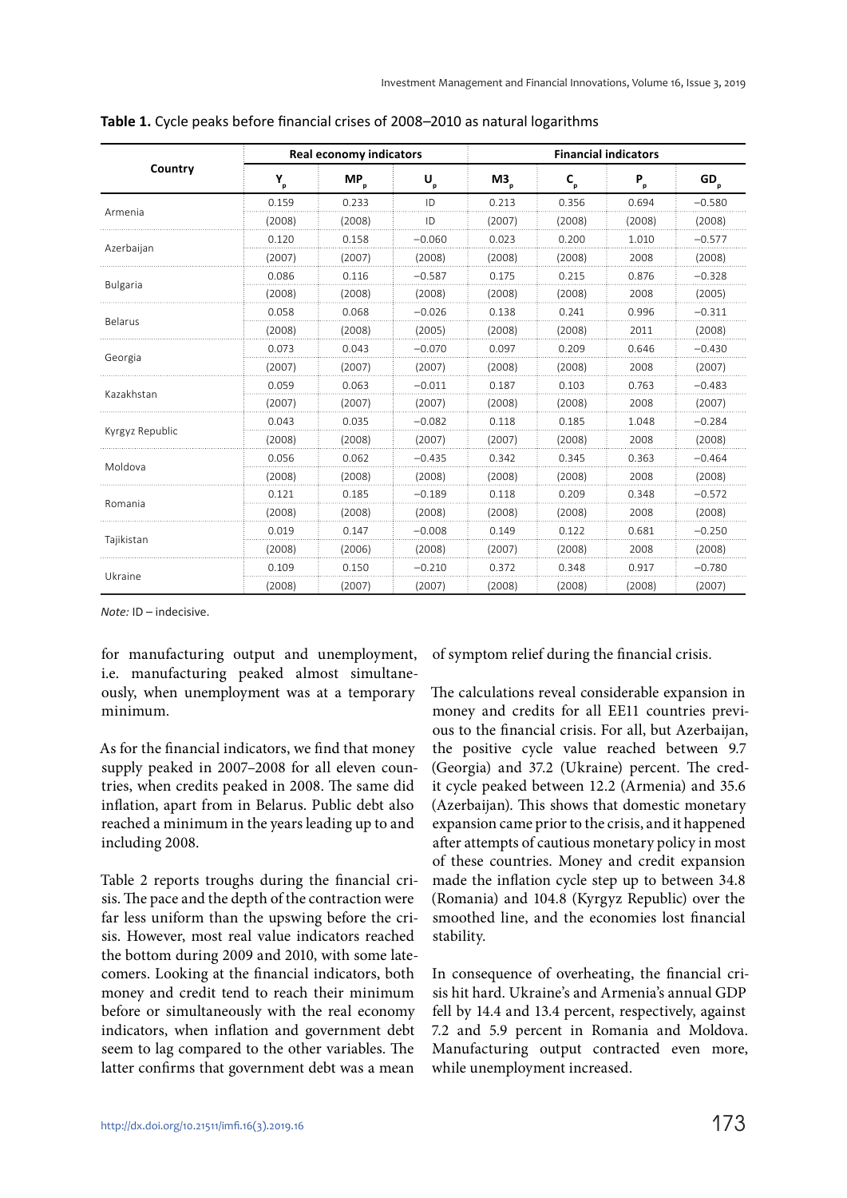**Table 1.** Cycle peaks before financial crises of 2008–2010 as natural logarithms

| Country | Real economy indicators | | | Financial indicators | | | |
|---|---|---|---|---|---|---|---|
| | $Y_p$ | $MP_p$ | $U_p$ | $M3_p$ | $C_p$ | $P_p$ | $GD_p$ |
| Armenia | 0.159 | 0.233 | ID | 0.213 | 0.356 | 0.694 | −0.580 |
| | (2008) | (2008) | ID | (2007) | (2008) | (2008) | (2008) |
| Azerbaijan | 0.120 | 0.158 | −0.060 | 0.023 | 0.200 | 1.010 | −0.577 |
| | (2007) | (2007) | (2008) | (2008) | (2008) | 2008 | (2008) |
| Bulgaria | 0.086 | 0.116 | −0.587 | 0.175 | 0.215 | 0.876 | −0.328 |
| | (2008) | (2008) | (2008) | (2008) | (2008) | 2008 | (2005) |
| Belarus | 0.058 | 0.068 | −0.026 | 0.138 | 0.241 | 0.996 | −0.311 |
| | (2008) | (2008) | (2005) | (2008) | (2008) | 2011 | (2008) |
| Georgia | 0.073 | 0.043 | −0.070 | 0.097 | 0.209 | 0.646 | −0.430 |
| | (2007) | (2007) | (2007) | (2008) | (2008) | 2008 | (2007) |
| Kazakhstan | 0.059 | 0.063 | −0.011 | 0.187 | 0.103 | 0.763 | −0.483 |
| | (2007) | (2007) | (2007) | (2008) | (2008) | 2008 | (2007) |
| Kyrgyz Republic | 0.043 | 0.035 | −0.082 | 0.118 | 0.185 | 1.048 | −0.284 |
| | (2008) | (2008) | (2007) | (2007) | (2008) | 2008 | (2008) |
| Moldova | 0.056 | 0.062 | −0.435 | 0.342 | 0.345 | 0.363 | −0.464 |
| | (2008) | (2008) | (2008) | (2008) | (2008) | 2008 | (2008) |
| Romania | 0.121 | 0.185 | −0.189 | 0.118 | 0.209 | 0.348 | −0.572 |
| | (2008) | (2008) | (2008) | (2008) | (2008) | 2008 | (2008) |
| Tajikistan | 0.019 | 0.147 | −0.008 | 0.149 | 0.122 | 0.681 | −0.250 |
| | (2008) | (2006) | (2008) | (2007) | (2008) | 2008 | (2008) |
| Ukraine | 0.109 | 0.150 | −0.210 | 0.372 | 0.348 | 0.917 | −0.780 |
| | (2008) | (2007) | (2007) | (2008) | (2008) | (2008) | (2007) |

*Note:* ID – indecisive.

for manufacturing output and unemployment, i.e. manufacturing peaked almost simultaneously, when unemployment was at a temporary minimum.

As for the financial indicators, we find that money supply peaked in 2007–2008 for all eleven countries, when credits peaked in 2008. The same did inflation, apart from in Belarus. Public debt also reached a minimum in the years leading up to and including 2008.

Table 2 reports troughs during the financial crisis. The pace and the depth of the contraction were far less uniform than the upswing before the crisis. However, most real value indicators reached the bottom during 2009 and 2010, with some latecomers. Looking at the financial indicators, both money and credit tend to reach their minimum before or simultaneously with the real economy indicators, when inflation and government debt seem to lag compared to the other variables. The latter confirms that government debt was a mean of symptom relief during the financial crisis.

The calculations reveal considerable expansion in money and credits for all EE11 countries previous to the financial crisis. For all, but Azerbaijan, the positive cycle value reached between 9.7 (Georgia) and 37.2 (Ukraine) percent. The credit cycle peaked between 12.2 (Armenia) and 35.6 (Azerbaijan). This shows that domestic monetary expansion came prior to the crisis, and it happened after attempts of cautious monetary policy in most of these countries. Money and credit expansion made the inflation cycle step up to between 34.8 (Romania) and 104.8 (Kyrgyz Republic) over the smoothed line, and the economies lost financial stability.

In consequence of overheating, the financial crisis hit hard. Ukraine's and Armenia's annual GDP fell by 14.4 and 13.4 percent, respectively, against 7.2 and 5.9 percent in Romania and Moldova. Manufacturing output contracted even more, while unemployment increased.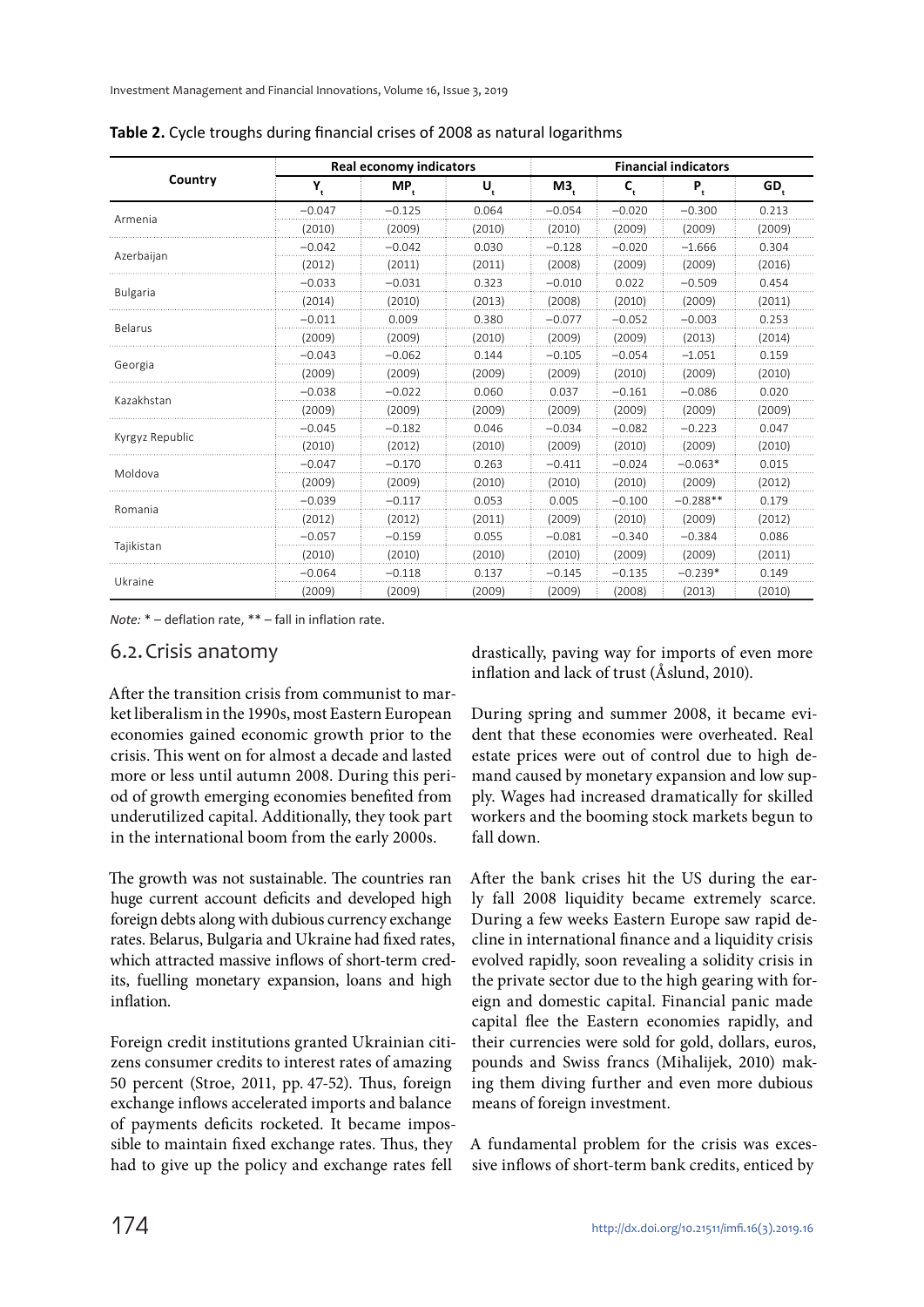**Table 2.** Cycle troughs during financial crises of 2008 as natural logarithms

| Country | Real economy indicators | | | Financial indicators | | | |
|---|---|---|---|---|---|---|---|
| | $Y_t$ | $MP_t$ | $U_t$ | $M3_t$ | $C_t$ | $P_t$ | $GD_t$ |
| Armenia | −0.047 | −0.125 | 0.064 | −0.054 | −0.020 | −0.300 | 0.213 |
| | (2010) | (2009) | (2010) | (2010) | (2009) | (2009) | (2009) |
| Azerbaijan | −0.042 | −0.042 | 0.030 | −0.128 | −0.020 | −1.666 | 0.304 |
| | (2012) | (2011) | (2011) | (2008) | (2009) | (2009) | (2016) |
| Bulgaria | −0.033 | −0.031 | 0.323 | −0.010 | 0.022 | −0.509 | 0.454 |
| | (2014) | (2010) | (2013) | (2008) | (2010) | (2009) | (2011) |
| Belarus | −0.011 | 0.009 | 0.380 | −0.077 | −0.052 | −0.003 | 0.253 |
| | (2009) | (2009) | (2010) | (2009) | (2009) | (2013) | (2014) |
| Georgia | −0.043 | −0.062 | 0.144 | −0.105 | −0.054 | −1.051 | 0.159 |
| | (2009) | (2009) | (2009) | (2009) | (2010) | (2009) | (2010) |
| Kazakhstan | −0.038 | −0.022 | 0.060 | 0.037 | −0.161 | −0.086 | 0.020 |
| | (2009) | (2009) | (2009) | (2009) | (2009) | (2009) | (2009) |
| Kyrgyz Republic | −0.045 | −0.182 | 0.046 | −0.034 | −0.082 | −0.223 | 0.047 |
| | (2010) | (2012) | (2010) | (2009) | (2010) | (2009) | (2010) |
| Moldova | −0.047 | −0.170 | 0.263 | −0.411 | −0.024 | −0.063* | 0.015 |
| | (2009) | (2009) | (2010) | (2010) | (2010) | (2009) | (2012) |
| Romania | −0.039 | −0.117 | 0.053 | 0.005 | −0.100 | −0.288** | 0.179 |
| | (2012) | (2012) | (2011) | (2009) | (2010) | (2009) | (2012) |
| Tajikistan | −0.057 | −0.159 | 0.055 | −0.081 | −0.340 | −0.384 | 0.086 |
| | (2010) | (2010) | (2010) | (2010) | (2009) | (2009) | (2011) |
| Ukraine | −0.064 | −0.118 | 0.137 | −0.145 | −0.135 | −0.239* | 0.149 |
| | (2009) | (2009) | (2009) | (2009) | (2008) | (2013) | (2010) |

*Note:* * – deflation rate, ** – fall in inflation rate.

## 6.2. Crisis anatomy

After the transition crisis from communist to market liberalism in the 1990s, most Eastern European economies gained economic growth prior to the crisis. This went on for almost a decade and lasted more or less until autumn 2008. During this period of growth emerging economies benefited from underutilized capital. Additionally, they took part in the international boom from the early 2000s.

The growth was not sustainable. The countries ran huge current account deficits and developed high foreign debts along with dubious currency exchange rates. Belarus, Bulgaria and Ukraine had fixed rates, which attracted massive inflows of short-term credits, fuelling monetary expansion, loans and high inflation.

Foreign credit institutions granted Ukrainian citizens consumer credits to interest rates of amazing 50 percent (Stroe, 2011, pp. 47-52). Thus, foreign exchange inflows accelerated imports and balance of payments deficits rocketed. It became impossible to maintain fixed exchange rates. Thus, they had to give up the policy and exchange rates fell drastically, paving way for imports of even more inflation and lack of trust (Åslund, 2010).

During spring and summer 2008, it became evident that these economies were overheated. Real estate prices were out of control due to high demand caused by monetary expansion and low supply. Wages had increased dramatically for skilled workers and the booming stock markets begun to fall down.

After the bank crises hit the US during the early fall 2008 liquidity became extremely scarce. During a few weeks Eastern Europe saw rapid decline in international finance and a liquidity crisis evolved rapidly, soon revealing a solidity crisis in the private sector due to the high gearing with foreign and domestic capital. Financial panic made capital flee the Eastern economies rapidly, and their currencies were sold for gold, dollars, euros, pounds and Swiss francs (Mihalijek, 2010) making them diving further and even more dubious means of foreign investment.

A fundamental problem for the crisis was excessive inflows of short-term bank credits, enticed by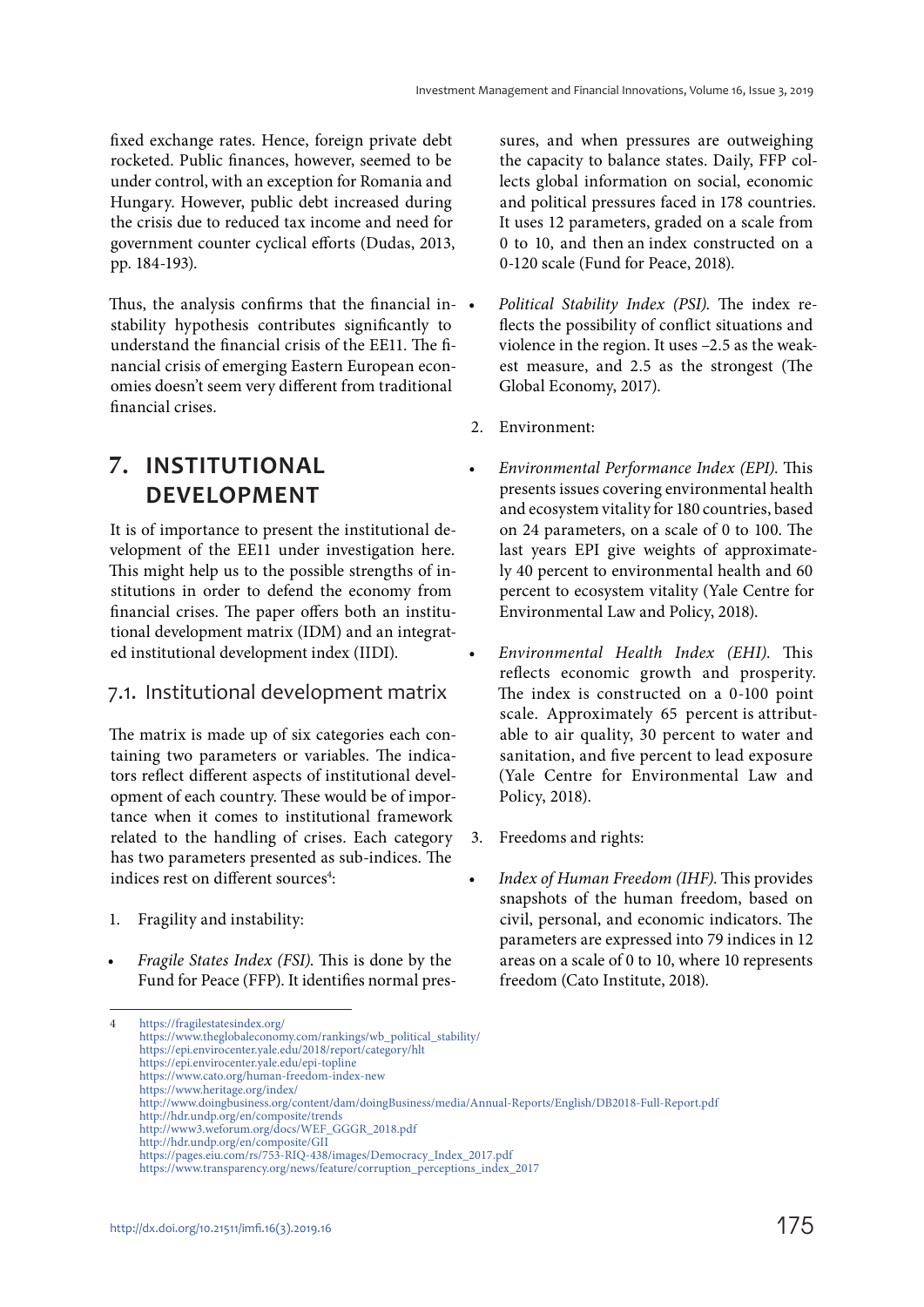fixed exchange rates. Hence, foreign private debt rocketed. Public finances, however, seemed to be under control, with an exception for Romania and Hungary. However, public debt increased during the crisis due to reduced tax income and need for government counter cyclical efforts (Dudas, 2013, pp. 184-193).

Thus, the analysis confirms that the financial instability hypothesis contributes significantly to understand the financial crisis of the EE11. The financial crisis of emerging Eastern European economies doesn't seem very different from traditional financial crises.

## 7. INSTITUTIONAL DEVELOPMENT

It is of importance to present the institutional development of the EE11 under investigation here. This might help us to the possible strengths of institutions in order to defend the economy from financial crises. The paper offers both an institutional development matrix (IDM) and an integrated institutional development index (IIDI).

### 7.1. Institutional development matrix

The matrix is made up of six categories each containing two parameters or variables. The indicators reflect different aspects of institutional development of each country. These would be of importance when it comes to institutional framework related to the handling of crises. Each category has two parameters presented as sub-indices. The indices rest on different sources[4]:

1. Fragility and instability:

- *Fragile States Index (FSI).* This is done by the Fund for Peace (FFP). It identifies normal pressures, and when pressures are outweighing the capacity to balance states. Daily, FFP collects global information on social, economic and political pressures faced in 178 countries. It uses 12 parameters, graded on a scale from 0 to 10, and then an index constructed on a 0-120 scale (Fund for Peace, 2018).
- *Political Stability Index (PSI).* The index reflects the possibility of conflict situations and violence in the region. It uses –2.5 as the weakest measure, and 2.5 as the strongest (The Global Economy, 2017).

2. Environment:

- *Environmental Performance Index (EPI).* This presents issues covering environmental health and ecosystem vitality for 180 countries, based on 24 parameters, on a scale of 0 to 100. The last years EPI give weights of approximately 40 percent to environmental health and 60 percent to ecosystem vitality (Yale Centre for Environmental Law and Policy, 2018).
- *Environmental Health Index (EHI).* This reflects economic growth and prosperity. The index is constructed on a 0-100 point scale. Approximately 65 percent is attributable to air quality, 30 percent to water and sanitation, and five percent to lead exposure (Yale Centre for Environmental Law and Policy, 2018).

3. Freedoms and rights:

- *Index of Human Freedom (IHF).* This provides snapshots of the human freedom, based on civil, personal, and economic indicators. The parameters are expressed into 79 indices in 12 areas on a scale of 0 to 10, where 10 represents freedom (Cato Institute, 2018).

---

[4] https://fragilestatesindex.org/
https://www.theglobaleconomy.com/rankings/wb_political_stability/
https://epi.envirocenter.yale.edu/2018/report/category/hlt
https://epi.envirocenter.yale.edu/epi-topline
https://www.cato.org/human-freedom-index-new
https://www.heritage.org/index/
http://www.doingbusiness.org/content/dam/doingBusiness/media/Annual-Reports/English/DB2018-Full-Report.pdf
http://hdr.undp.org/en/composite/trends
http://www3.weforum.org/docs/WEF_GGGR_2018.pdf
http://hdr.undp.org/en/composite/GII
https://pages.eiu.com/rs/753-RIQ-438/images/Democracy_Index_2017.pdf
https://www.transparency.org/news/feature/corruption_perceptions_index_2017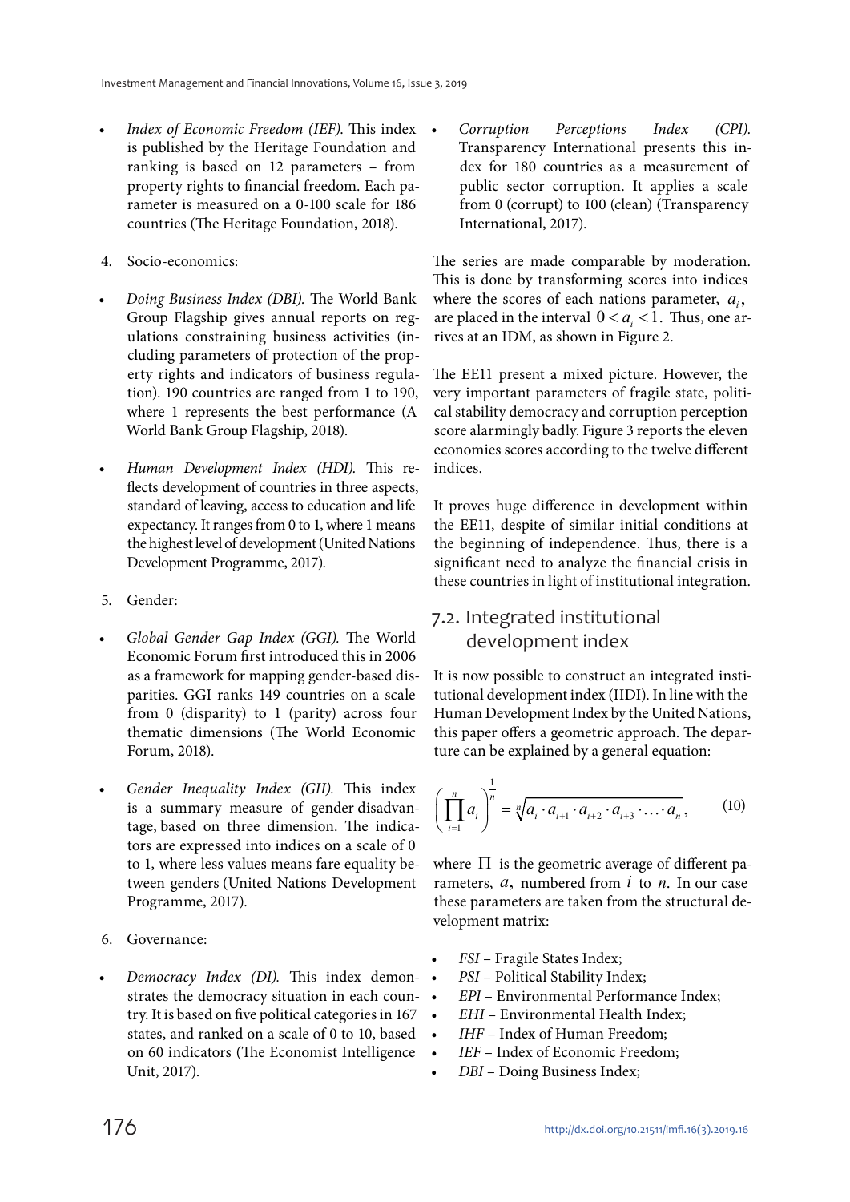- *Index of Economic Freedom (IEF).* This index is published by the Heritage Foundation and ranking is based on 12 parameters – from property rights to financial freedom. Each parameter is measured on a 0-100 scale for 186 countries (The Heritage Foundation, 2018).

4. Socio-economics:

- *Doing Business Index (DBI).* The World Bank Group Flagship gives annual reports on regulations constraining business activities (including parameters of protection of the property rights and indicators of business regulation). 190 countries are ranged from 1 to 190, where 1 represents the best performance (A World Bank Group Flagship, 2018).
- *Human Development Index (HDI).* This reflects development of countries in three aspects, standard of leaving, access to education and life expectancy. It ranges from 0 to 1, where 1 means the highest level of development (United Nations Development Programme, 2017).

5. Gender:

- *Global Gender Gap Index (GGI).* The World Economic Forum first introduced this in 2006 as a framework for mapping gender-based disparities. GGI ranks 149 countries on a scale from 0 (disparity) to 1 (parity) across four thematic dimensions (The World Economic Forum, 2018).
- *Gender Inequality Index (GII).* This index is a summary measure of gender disadvantage, based on three dimension. The indicators are expressed into indices on a scale of 0 to 1, where less values means fare equality between genders (United Nations Development Programme, 2017).

6. Governance:

- *Democracy Index (DI).* This index demonstrates the democracy situation in each country. It is based on five political categories in 167 states, and ranked on a scale of 0 to 10, based on 60 indicators (The Economist Intelligence Unit, 2017).
- *Corruption Perceptions Index (CPI).* Transparency International presents this index for 180 countries as a measurement of public sector corruption. It applies a scale from 0 (corrupt) to 100 (clean) (Transparency International, 2017).

The series are made comparable by moderation. This is done by transforming scores into indices where the scores of each nations parameter, $a_i$, are placed in the interval $0 < a_i < 1$. Thus, one arrives at an IDM, as shown in Figure 2.

The EE11 present a mixed picture. However, the very important parameters of fragile state, political stability democracy and corruption perception score alarmingly badly. Figure 3 reports the eleven economies scores according to the twelve different indices.

It proves huge difference in development within the EE11, despite of similar initial conditions at the beginning of independence. Thus, there is a significant need to analyze the financial crisis in these countries in light of institutional integration.

## 7.2. Integrated institutional development index

It is now possible to construct an integrated institutional development index (IIDI). In line with the Human Development Index by the United Nations, this paper offers a geometric approach. The departure can be explained by a general equation:

$$\left(\prod_{i=1}^{n} a_i\right)^{\frac{1}{n}} = \sqrt[n]{a_i \cdot a_{i+1} \cdot a_{i+2} \cdot a_{i+3} \cdot \ldots \cdot a_n}, \tag{10}$$

where $\Pi$ is the geometric average of different parameters, $a$, numbered from $i$ to $n$. In our case these parameters are taken from the structural development matrix:

- *FSI* – Fragile States Index;
- *PSI* – Political Stability Index;
- *EPI* – Environmental Performance Index;
- *EHI* – Environmental Health Index;
- *IHF* – Index of Human Freedom;
- *IEF* – Index of Economic Freedom;
- *DBI* – Doing Business Index;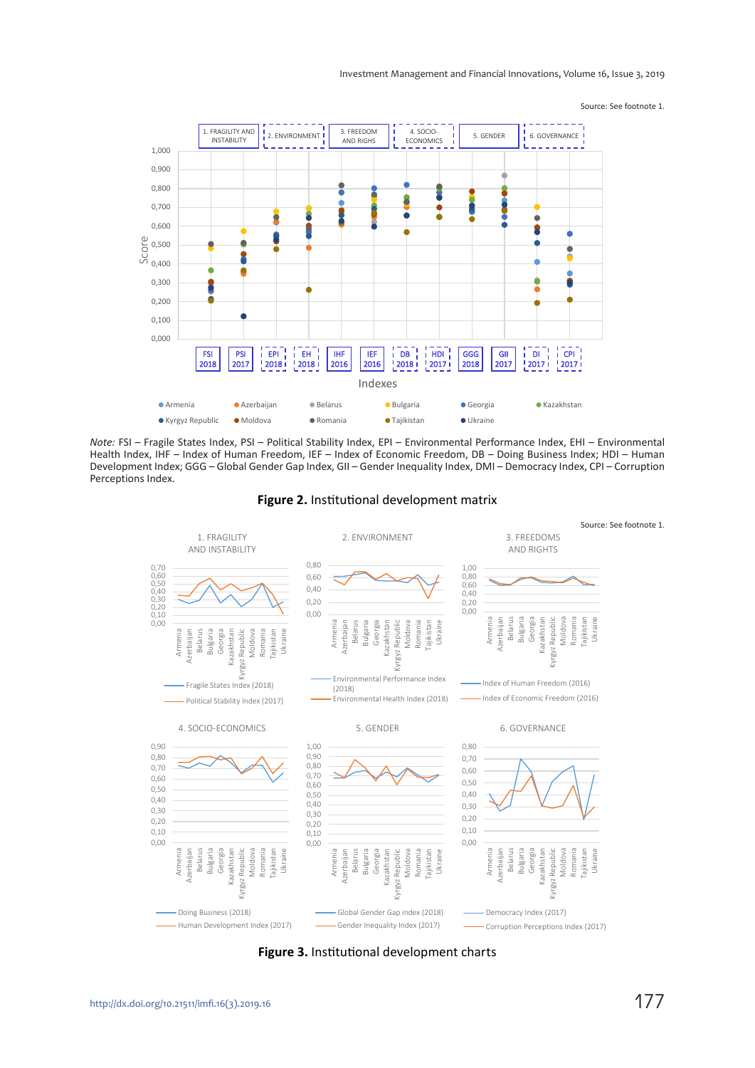Source: See footnote 1.

*Note:* FSI – Fragile States Index, PSI – Political Stability Index, EPI – Environmental Performance Index, EHI – Environmental Health Index, IHF – Index of Human Freedom, IEF – Index of Economic Freedom, DB – Doing Business Index; HDI – Human Development Index; GGG – Global Gender Gap Index, GII – Gender Inequality Index, DMI – Democracy Index, CPI – Corruption Perceptions Index.

**Figure 2.** Institutional development matrix

Source: See footnote 1.

**Figure 3.** Institutional development charts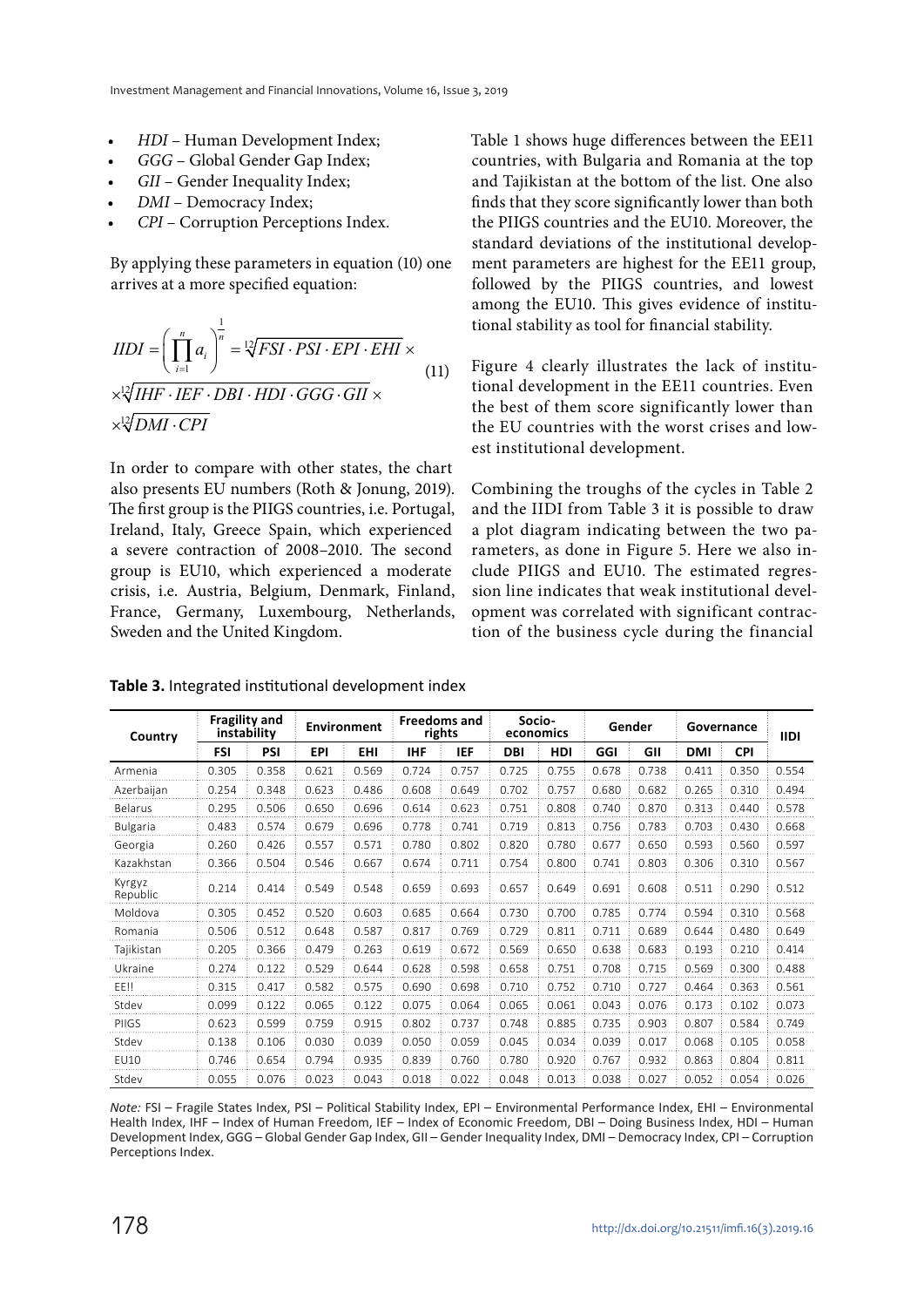- *HDI* – Human Development Index;
- *GGG* – Global Gender Gap Index;
- *GII* – Gender Inequality Index;
- *DMI* – Democracy Index;
- *CPI* – Corruption Perceptions Index.

By applying these parameters in equation (10) one arrives at a more specified equation:

$$IIDI = \left( \prod_{i=1}^{n} a_i \right)^{\frac{1}{n}} = \sqrt[12]{FSI \cdot PSI \cdot EPI \cdot EHI} \times \sqrt[12]{IHF \cdot IEF \cdot DBI \cdot HDI \cdot GGG \cdot GII} \times \sqrt[12]{DMI \cdot CPI} \quad (11)$$

In order to compare with other states, the chart also presents EU numbers (Roth & Jonung, 2019). The first group is the PIIGS countries, i.e. Portugal, Ireland, Italy, Greece Spain, which experienced a severe contraction of 2008–2010. The second group is EU10, which experienced a moderate crisis, i.e. Austria, Belgium, Denmark, Finland, France, Germany, Luxembourg, Netherlands, Sweden and the United Kingdom.

Table 1 shows huge differences between the EE11 countries, with Bulgaria and Romania at the top and Tajikistan at the bottom of the list. One also finds that they score significantly lower than both the PIIGS countries and the EU10. Moreover, the standard deviations of the institutional development parameters are highest for the EE11 group, followed by the PIIGS countries, and lowest among the EU10. This gives evidence of institutional stability as tool for financial stability.

Figure 4 clearly illustrates the lack of institutional development in the EE11 countries. Even the best of them score significantly lower than the EU countries with the worst crises and lowest institutional development.

Combining the troughs of the cycles in Table 2 and the IIDI from Table 3 it is possible to draw a plot diagram indicating between the two parameters, as done in Figure 5. Here we also include PIIGS and EU10. The estimated regression line indicates that weak institutional development was correlated with significant contraction of the business cycle during the financial

**Table 3.** Integrated institutional development index

| Country | Fragility and instability | | Environment | | Freedoms and rights | | Socio-economics | | Gender | | Governance | | IIDI |
|---|---|---|---|---|---|---|---|---|---|---|---|---|---|
| | FSI | PSI | EPI | EHI | IHF | IEF | DBI | HDI | GGI | GII | DMI | CPI | |
| Armenia | 0.305 | 0.358 | 0.621 | 0.569 | 0.724 | 0.757 | 0.725 | 0.755 | 0.678 | 0.738 | 0.411 | 0.350 | 0.554 |
| Azerbaijan | 0.254 | 0.348 | 0.623 | 0.486 | 0.608 | 0.649 | 0.702 | 0.757 | 0.680 | 0.682 | 0.265 | 0.310 | 0.494 |
| Belarus | 0.295 | 0.506 | 0.650 | 0.696 | 0.614 | 0.623 | 0.751 | 0.808 | 0.740 | 0.870 | 0.313 | 0.440 | 0.578 |
| Bulgaria | 0.483 | 0.574 | 0.679 | 0.696 | 0.778 | 0.741 | 0.719 | 0.813 | 0.756 | 0.783 | 0.703 | 0.430 | 0.668 |
| Georgia | 0.260 | 0.426 | 0.557 | 0.571 | 0.780 | 0.802 | 0.820 | 0.780 | 0.677 | 0.650 | 0.593 | 0.560 | 0.597 |
| Kazakhstan | 0.366 | 0.504 | 0.546 | 0.667 | 0.674 | 0.711 | 0.754 | 0.800 | 0.741 | 0.803 | 0.306 | 0.310 | 0.567 |
| Kyrgyz Republic | 0.214 | 0.414 | 0.549 | 0.548 | 0.659 | 0.693 | 0.657 | 0.649 | 0.691 | 0.608 | 0.511 | 0.290 | 0.512 |
| Moldova | 0.305 | 0.452 | 0.520 | 0.603 | 0.685 | 0.664 | 0.730 | 0.700 | 0.785 | 0.774 | 0.594 | 0.310 | 0.568 |
| Romania | 0.506 | 0.512 | 0.648 | 0.587 | 0.817 | 0.769 | 0.729 | 0.811 | 0.711 | 0.689 | 0.644 | 0.480 | 0.649 |
| Tajikistan | 0.205 | 0.366 | 0.479 | 0.263 | 0.619 | 0.672 | 0.569 | 0.650 | 0.638 | 0.683 | 0.193 | 0.210 | 0.414 |
| Ukraine | 0.274 | 0.122 | 0.529 | 0.644 | 0.628 | 0.598 | 0.658 | 0.751 | 0.708 | 0.715 | 0.569 | 0.300 | 0.488 |
| EE!! | 0.315 | 0.417 | 0.582 | 0.575 | 0.690 | 0.698 | 0.710 | 0.752 | 0.710 | 0.727 | 0.464 | 0.363 | 0.561 |
| Stdev | 0.099 | 0.122 | 0.065 | 0.122 | 0.075 | 0.064 | 0.065 | 0.061 | 0.043 | 0.076 | 0.173 | 0.102 | 0.073 |
| PIIGS | 0.623 | 0.599 | 0.759 | 0.915 | 0.802 | 0.737 | 0.748 | 0.885 | 0.735 | 0.903 | 0.807 | 0.584 | 0.749 |
| Stdev | 0.138 | 0.106 | 0.030 | 0.039 | 0.050 | 0.059 | 0.045 | 0.034 | 0.039 | 0.017 | 0.068 | 0.105 | 0.058 |
| EU10 | 0.746 | 0.654 | 0.794 | 0.935 | 0.839 | 0.760 | 0.780 | 0.920 | 0.767 | 0.932 | 0.863 | 0.804 | 0.811 |
| Stdev | 0.055 | 0.076 | 0.023 | 0.043 | 0.018 | 0.022 | 0.048 | 0.013 | 0.038 | 0.027 | 0.052 | 0.054 | 0.026 |

*Note:* FSI – Fragile States Index, PSI – Political Stability Index, EPI – Environmental Performance Index, EHI – Environmental Health Index, IHF – Index of Human Freedom, IEF – Index of Economic Freedom, DBI – Doing Business Index, HDI – Human Development Index, GGG – Global Gender Gap Index, GII – Gender Inequality Index, DMI – Democracy Index, CPI – Corruption Perceptions Index.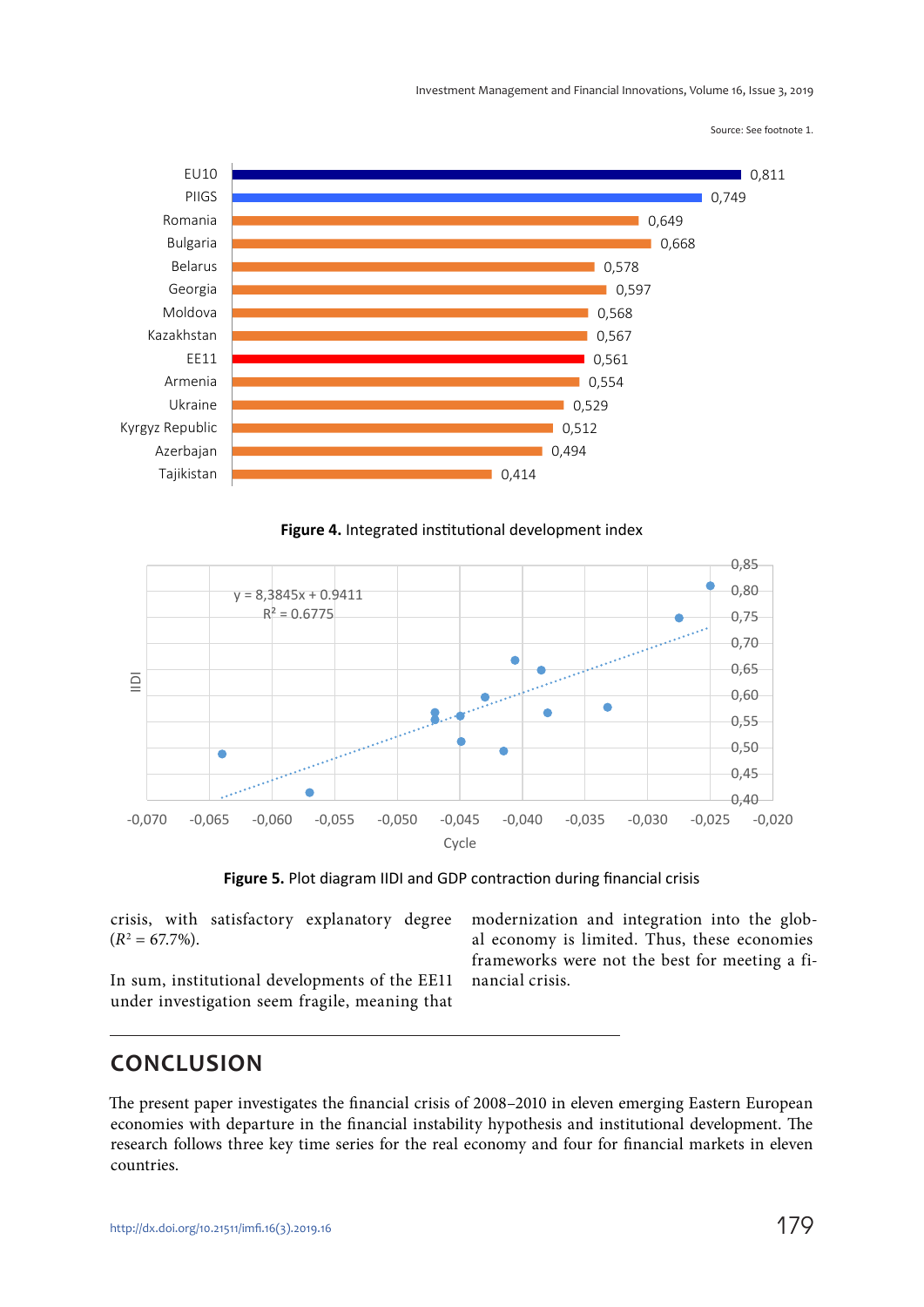Source: See footnote 1.

| Country/Group | IIDI |
|---|---|
| EU10 | 0,811 |
| PIIGS | 0,749 |
| Romania | 0,649 |
| Bulgaria | 0,668 |
| Belarus | 0,578 |
| Georgia | 0,597 |
| Moldova | 0,568 |
| Kazakhstan | 0,567 |
| EE11 | 0,561 |
| Armenia | 0,554 |
| Ukraine | 0,529 |
| Kyrgyz Republic | 0,512 |
| Azerbajan | 0,494 |
| Tajikistan | 0,414 |

**Figure 4.** Integrated institutional development index

y = 8,3845x + 0.9411
$R^2$ = 0.6775

**Figure 5.** Plot diagram IIDI and GDP contraction during financial crisis

crisis, with satisfactory explanatory degree ($R^2$ = 67.7%).

In sum, institutional developments of the EE11 under investigation seem fragile, meaning that modernization and integration into the global economy is limited. Thus, these economies frameworks were not the best for meeting a financial crisis.

## CONCLUSION

The present paper investigates the financial crisis of 2008–2010 in eleven emerging Eastern European economies with departure in the financial instability hypothesis and institutional development. The research follows three key time series for the real economy and four for financial markets in eleven countries.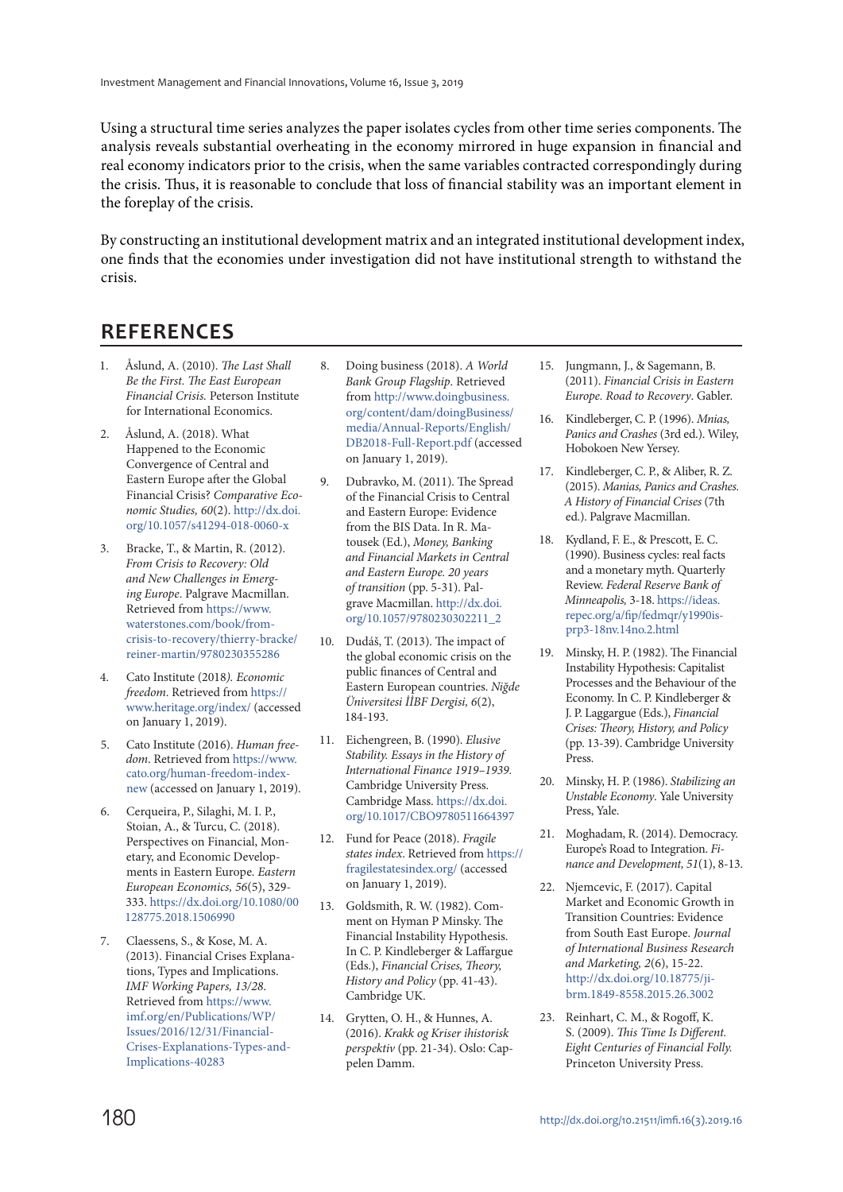Using a structural time series analyzes the paper isolates cycles from other time series components. The analysis reveals substantial overheating in the economy mirrored in huge expansion in financial and real economy indicators prior to the crisis, when the same variables contracted correspondingly during the crisis. Thus, it is reasonable to conclude that loss of financial stability was an important element in the foreplay of the crisis.

By constructing an institutional development matrix and an integrated institutional development index, one finds that the economies under investigation did not have institutional strength to withstand the crisis.

## REFERENCES

1. Åslund, A. (2010). *The Last Shall Be the First. The East European Financial Crisis.* Peterson Institute for International Economics.
2. Åslund, A. (2018). What Happened to the Economic Convergence of Central and Eastern Europe after the Global Financial Crisis? *Comparative Economic Studies, 60*(2). http://dx.doi.org/10.1057/s41294-018-0060-x
3. Bracke, T., & Martin, R. (2012). *From Crisis to Recovery: Old and New Challenges in Emerging Europe*. Palgrave Macmillan. Retrieved from https://www.waterstones.com/book/from-crisis-to-recovery/thierry-bracke/reiner-martin/9780230355286
4. Cato Institute (2018*). Economic freedom*. Retrieved from https://www.heritage.org/index/ (accessed on January 1, 2019).
5. Cato Institute (2016). *Human freedom*. Retrieved from https://www.cato.org/human-freedom-index-new (accessed on January 1, 2019).
6. Cerqueira, P., Silaghi, M. I. P., Stoian, A., & Turcu, C. (2018). Perspectives on Financial, Monetary, and Economic Developments in Eastern Europe. *Eastern European Economics, 56*(5), 329-333. https://dx.doi.org/10.1080/00128775.2018.1506990
7. Claessens, S., & Kose, M. A. (2013). Financial Crises Explanations, Types and Implications. *IMF Working Papers, 13/28*. Retrieved from https://www.imf.org/en/Publications/WP/Issues/2016/12/31/Financial-Crises-Explanations-Types-and-Implications-40283
8. Doing business (2018). *A World Bank Group Flagship*. Retrieved from http://www.doingbusiness.org/content/dam/doingBusiness/media/Annual-Reports/English/DB2018-Full-Report.pdf (accessed on January 1, 2019).
9. Dubravko, M. (2011). The Spread of the Financial Crisis to Central and Eastern Europe: Evidence from the BIS Data. In R. Matousek (Ed.), *Money, Banking and Financial Markets in Central and Eastern Europe. 20 years of transition* (pp. 5-31). Palgrave Macmillan. http://dx.doi.org/10.1057/9780230302211_2
10. Dudáš, T. (2013). The impact of the global economic crisis on the public finances of Central and Eastern European countries. *Niğde Üniversitesi İİBF Dergisi, 6*(2), 184-193.
11. Eichengreen, B. (1990). *Elusive Stability. Essays in the History of International Finance 1919–1939.* Cambridge University Press. Cambridge Mass. https://dx.doi.org/10.1017/CBO9780511664397
12. Fund for Peace (2018). *Fragile states index*. Retrieved from https://fragilestatesindex.org/ (accessed on January 1, 2019).
13. Goldsmith, R. W. (1982). Comment on Hyman P Minsky. The Financial Instability Hypothesis. In C. P. Kindleberger & Laffargue (Eds.), *Financial Crises, Theory, History and Policy* (pp. 41-43). Cambridge UK.
14. Grytten, O. H., & Hunnes, A. (2016). *Krakk og Kriser ihistorisk perspektiv* (pp. 21-34). Oslo: Cappelen Damm.
15. Jungmann, J., & Sagemann, B. (2011). *Financial Crisis in Eastern Europe. Road to Recovery*. Gabler.
16. Kindleberger, C. P. (1996). *Mnias, Panics and Crashes* (3rd ed.). Wiley, Hobokoen New Yersey.
17. Kindleberger, C. P., & Aliber, R. Z. (2015). *Manias, Panics and Crashes. A History of Financial Crises* (7th ed.). Palgrave Macmillan.
18. Kydland, F. E., & Prescott, E. C. (1990). Business cycles: real facts and a monetary myth. Quarterly Review. *Federal Reserve Bank of Minneapolis,* 3-18. https://ideas.repec.org/a/fip/fedmqr/y1990isprp3-18nv.14no.2.html
19. Minsky, H. P. (1982). The Financial Instability Hypothesis: Capitalist Processes and the Behaviour of the Economy. In C. P. Kindleberger & J. P. Laggargue (Eds.), *Financial Crises: Theory, History, and Policy* (pp. 13-39). Cambridge University Press.
20. Minsky, H. P. (1986). *Stabilizing an Unstable Economy*. Yale University Press, Yale.
21. Moghadam, R. (2014). Democracy. Europe's Road to Integration. *Finance and Development, 51*(1), 8-13.
22. Njemcevic, F. (2017). Capital Market and Economic Growth in Transition Countries: Evidence from South East Europe. *Journal of International Business Research and Marketing, 2*(6), 15-22. http://dx.doi.org/10.18775/jibrm.1849-8558.2015.26.3002
23. Reinhart, C. M., & Rogoff, K. S. (2009). *This Time Is Different. Eight Centuries of Financial Folly.* Princeton University Press.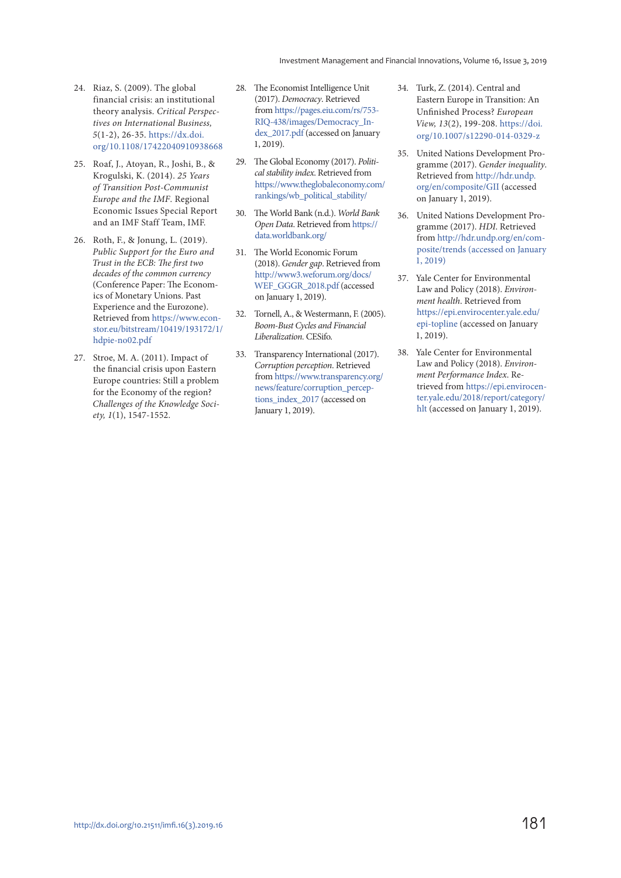24. Riaz, S. (2009). The global financial crisis: an institutional theory analysis. *Critical Perspectives on International Business, 5*(1-2), 26-35. https://dx.doi.org/10.1108/17422040910938668

25. Roaf, J., Atoyan, R., Joshi, B., & Krogulski, K. (2014). *25 Years of Transition Post-Communist Europe and the IMF*. Regional Economic Issues Special Report and an IMF Staff Team, IMF.

26. Roth, F., & Jonung, L. (2019). *Public Support for the Euro and Trust in the ECB: The first two decades of the common currency* (Conference Paper: The Economics of Monetary Unions. Past Experience and the Eurozone). Retrieved from https://www.econstor.eu/bitstream/10419/193172/1/hdpie-no02.pdf

27. Stroe, M. A. (2011). Impact of the financial crisis upon Eastern Europe countries: Still a problem for the Economy of the region? *Challenges of the Knowledge Society, 1*(1), 1547-1552.

28. The Economist Intelligence Unit (2017). *Democracy*. Retrieved from https://pages.eiu.com/rs/753-RIQ-438/images/Democracy_Index_2017.pdf (accessed on January 1, 2019).

29. The Global Economy (2017). *Political stability index*. Retrieved from https://www.theglobaleconomy.com/rankings/wb_political_stability/

30. The World Bank (n.d.). *World Bank Open Data*. Retrieved from https://data.worldbank.org/

31. The World Economic Forum (2018). *Gender gap*. Retrieved from http://www3.weforum.org/docs/WEF_GGGR_2018.pdf (accessed on January 1, 2019).

32. Tornell, A., & Westermann, F. (2005). *Boom-Bust Cycles and Financial Liberalization*. CESifo.

33. Transparency International (2017). *Corruption perception*. Retrieved from https://www.transparency.org/news/feature/corruption_perceptions_index_2017 (accessed on January 1, 2019).

34. Turk, Z. (2014). Central and Eastern Europe in Transition: An Unfinished Process? *European View, 13*(2), 199-208. https://doi.org/10.1007/s12290-014-0329-z

35. United Nations Development Programme (2017). *Gender inequality*. Retrieved from http://hdr.undp.org/en/composite/GII (accessed on January 1, 2019).

36. United Nations Development Programme (2017). *HDI*. Retrieved from http://hdr.undp.org/en/composite/trends (accessed on January 1, 2019)

37. Yale Center for Environmental Law and Policy (2018). *Environment health*. Retrieved from https://epi.envirocenter.yale.edu/epi-topline (accessed on January 1, 2019).

38. Yale Center for Environmental Law and Policy (2018). *Environment Performance Index*. Retrieved from https://epi.envirocenter.yale.edu/2018/report/category/hlt (accessed on January 1, 2019).